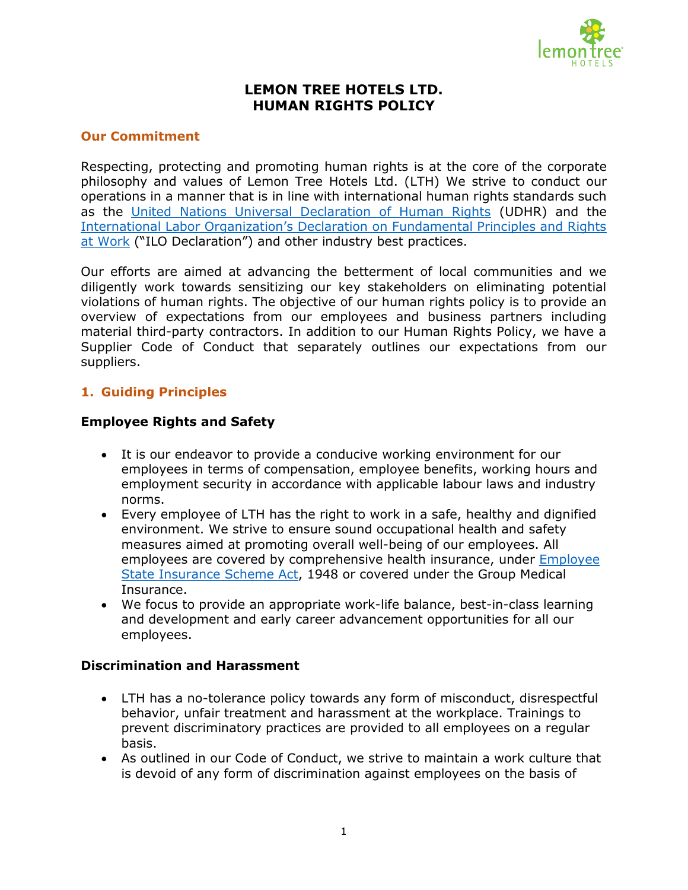# LEMON TREE HOTELS LTD.
# HUMAN RIGHTS POLICY

## Our Commitment

Respecting, protecting and promoting human rights is at the core of the corporate philosophy and values of Lemon Tree Hotels Ltd. (LTH) We strive to conduct our operations in a manner that is in line with international human rights standards such as the United Nations Universal Declaration of Human Rights (UDHR) and the International Labor Organization's Declaration on Fundamental Principles and Rights at Work ("ILO Declaration") and other industry best practices.

Our efforts are aimed at advancing the betterment of local communities and we diligently work towards sensitizing our key stakeholders on eliminating potential violations of human rights. The objective of our human rights policy is to provide an overview of expectations from our employees and business partners including material third-party contractors. In addition to our Human Rights Policy, we have a Supplier Code of Conduct that separately outlines our expectations from our suppliers.

## 1. Guiding Principles

### Employee Rights and Safety

- It is our endeavor to provide a conducive working environment for our employees in terms of compensation, employee benefits, working hours and employment security in accordance with applicable labour laws and industry norms.
- Every employee of LTH has the right to work in a safe, healthy and dignified environment. We strive to ensure sound occupational health and safety measures aimed at promoting overall well-being of our employees. All employees are covered by comprehensive health insurance, under Employee State Insurance Scheme Act, 1948 or covered under the Group Medical Insurance.
- We focus to provide an appropriate work-life balance, best-in-class learning and development and early career advancement opportunities for all our employees.

### Discrimination and Harassment

- LTH has a no-tolerance policy towards any form of misconduct, disrespectful behavior, unfair treatment and harassment at the workplace. Trainings to prevent discriminatory practices are provided to all employees on a regular basis.
- As outlined in our Code of Conduct, we strive to maintain a work culture that is devoid of any form of discrimination against employees on the basis of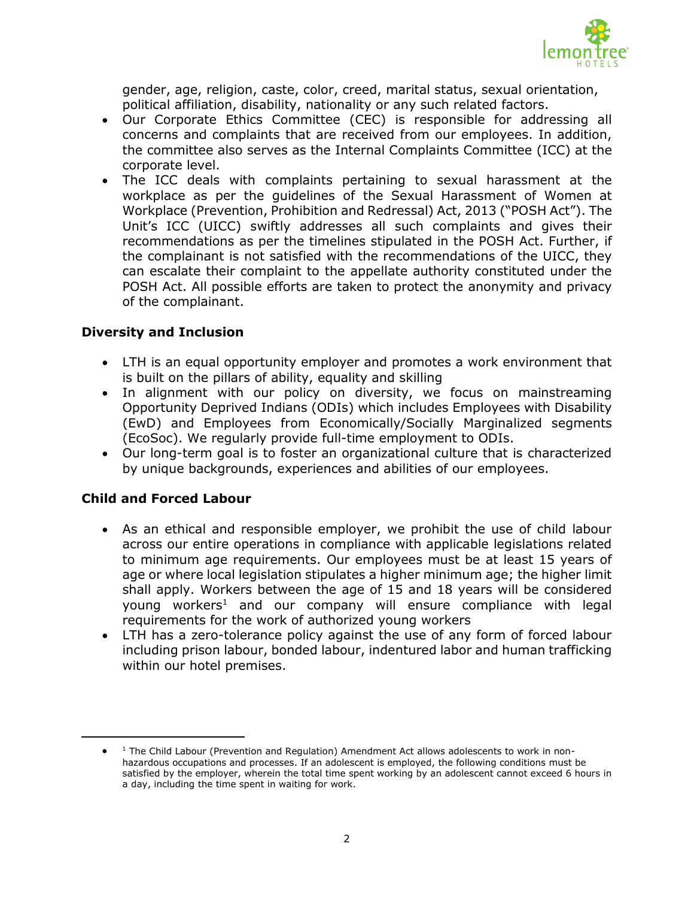gender, age, religion, caste, color, creed, marital status, sexual orientation, political affiliation, disability, nationality or any such related factors.

- Our Corporate Ethics Committee (CEC) is responsible for addressing all concerns and complaints that are received from our employees. In addition, the committee also serves as the Internal Complaints Committee (ICC) at the corporate level.
- The ICC deals with complaints pertaining to sexual harassment at the workplace as per the guidelines of the Sexual Harassment of Women at Workplace (Prevention, Prohibition and Redressal) Act, 2013 ("POSH Act"). The Unit's ICC (UICC) swiftly addresses all such complaints and gives their recommendations as per the timelines stipulated in the POSH Act. Further, if the complainant is not satisfied with the recommendations of the UICC, they can escalate their complaint to the appellate authority constituted under the POSH Act. All possible efforts are taken to protect the anonymity and privacy of the complainant.

### Diversity and Inclusion

- LTH is an equal opportunity employer and promotes a work environment that is built on the pillars of ability, equality and skilling
- In alignment with our policy on diversity, we focus on mainstreaming Opportunity Deprived Indians (ODIs) which includes Employees with Disability (EwD) and Employees from Economically/Socially Marginalized segments (EcoSoc). We regularly provide full-time employment to ODIs.
- Our long-term goal is to foster an organizational culture that is characterized by unique backgrounds, experiences and abilities of our employees.

### Child and Forced Labour

- As an ethical and responsible employer, we prohibit the use of child labour across our entire operations in compliance with applicable legislations related to minimum age requirements. Our employees must be at least 15 years of age or where local legislation stipulates a higher minimum age; the higher limit shall apply. Workers between the age of 15 and 18 years will be considered young workers[1] and our company will ensure compliance with legal requirements for the work of authorized young workers
- LTH has a zero-tolerance policy against the use of any form of forced labour including prison labour, bonded labour, indentured labor and human trafficking within our hotel premises.

---

- [1] The Child Labour (Prevention and Regulation) Amendment Act allows adolescents to work in non-hazardous occupations and processes. If an adolescent is employed, the following conditions must be satisfied by the employer, wherein the total time spent working by an adolescent cannot exceed 6 hours in a day, including the time spent in waiting for work.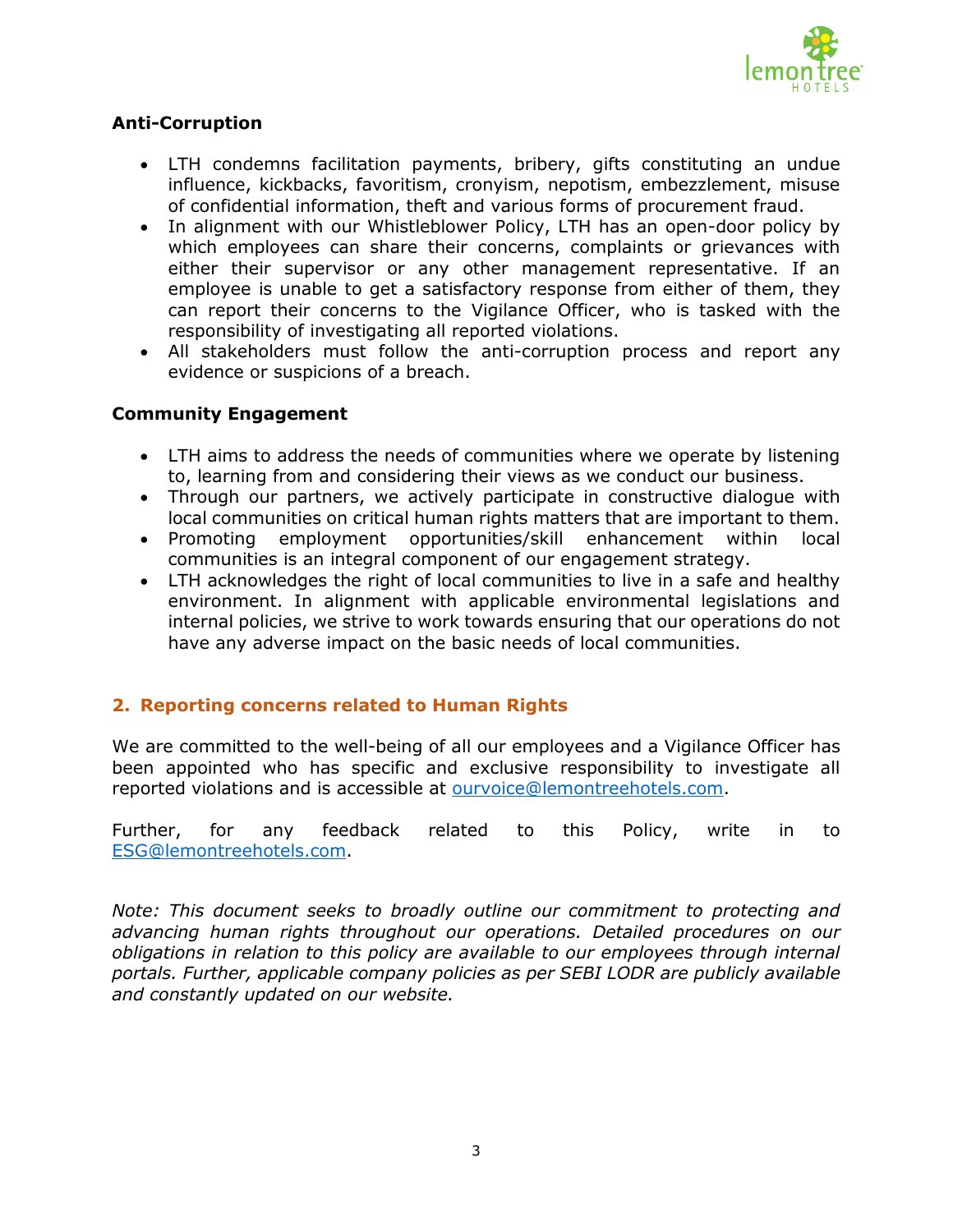### Anti-Corruption

- LTH condemns facilitation payments, bribery, gifts constituting an undue influence, kickbacks, favoritism, cronyism, nepotism, embezzlement, misuse of confidential information, theft and various forms of procurement fraud.
- In alignment with our Whistleblower Policy, LTH has an open-door policy by which employees can share their concerns, complaints or grievances with either their supervisor or any other management representative. If an employee is unable to get a satisfactory response from either of them, they can report their concerns to the Vigilance Officer, who is tasked with the responsibility of investigating all reported violations.
- All stakeholders must follow the anti-corruption process and report any evidence or suspicions of a breach.

### Community Engagement

- LTH aims to address the needs of communities where we operate by listening to, learning from and considering their views as we conduct our business.
- Through our partners, we actively participate in constructive dialogue with local communities on critical human rights matters that are important to them.
- Promoting employment opportunities/skill enhancement within local communities is an integral component of our engagement strategy.
- LTH acknowledges the right of local communities to live in a safe and healthy environment. In alignment with applicable environmental legislations and internal policies, we strive to work towards ensuring that our operations do not have any adverse impact on the basic needs of local communities.

## 2. Reporting concerns related to Human Rights

We are committed to the well-being of all our employees and a Vigilance Officer has been appointed who has specific and exclusive responsibility to investigate all reported violations and is accessible at ourvoice@lemontreehotels.com.

Further, for any feedback related to this Policy, write in to ESG@lemontreehotels.com.

*Note: This document seeks to broadly outline our commitment to protecting and advancing human rights throughout our operations. Detailed procedures on our obligations in relation to this policy are available to our employees through internal portals. Further, applicable company policies as per SEBI LODR are publicly available and constantly updated on our website.*